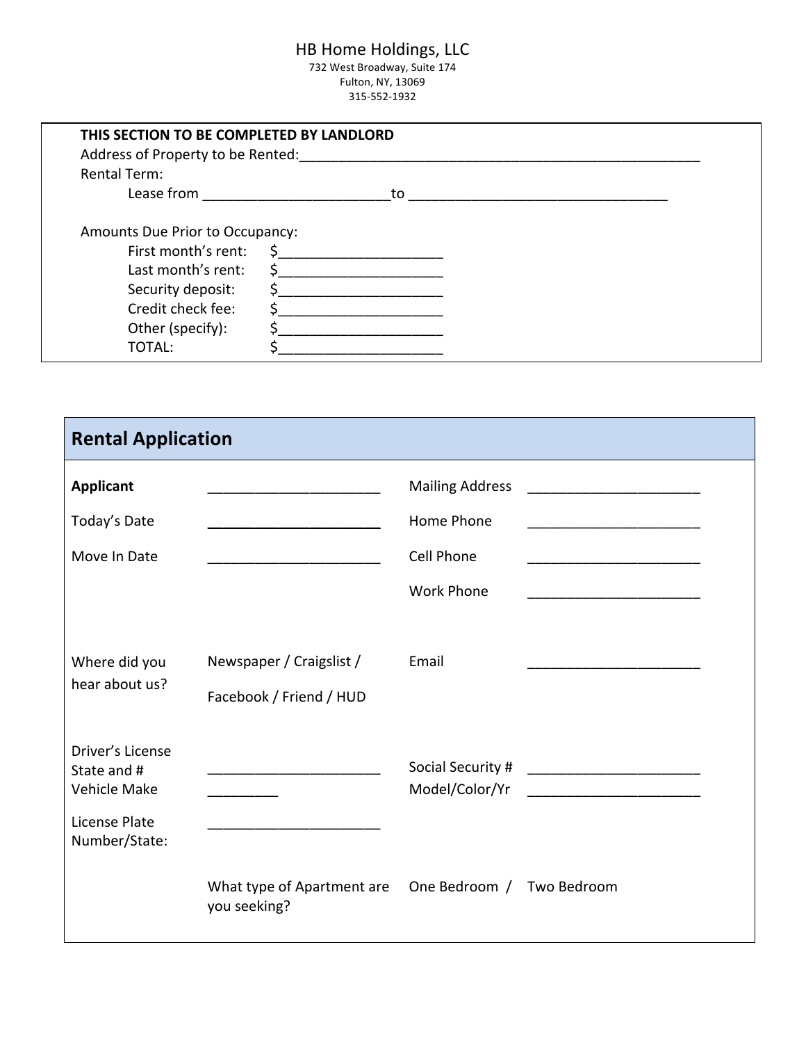HB Home Holdings, LLC
732 West Broadway, Suite 174
Fulton, NY, 13069
315-552-1932

**THIS SECTION TO BE COMPLETED BY LANDLORD**

Address of Property to be Rented:______________________________________________________

Rental Term:

Lease from ________________________to _________________________________

Amounts Due Prior to Occupancy:

| | |
|---|---|
| First month's rent: | $_____________________ |
| Last month's rent: | $_____________________ |
| Security deposit: | $_____________________ |
| Credit check fee: | $_____________________ |
| Other (specify): | $_____________________ |
| TOTAL: | $_____________________ |

## Rental Application

| | | | |
|---|---|---|---|
| **Applicant** | ______________________ | Mailing Address | ______________________ |
| Today's Date | ______________________ | Home Phone | ______________________ |
| Move In Date | ______________________ | Cell Phone | ______________________ |
| | | Work Phone | ______________________ |
| Where did you hear about us? | Newspaper / Craigslist / Facebook / Friend / HUD | Email | ______________________ |
| Driver's License State and # | ______________________ | Social Security # | ______________________ |
| Vehicle Make | _________ | Model/Color/Yr | ______________________ |
| License Plate Number/State: | ______________________ | | |
| | What type of Apartment are you seeking? | One Bedroom / | Two Bedroom |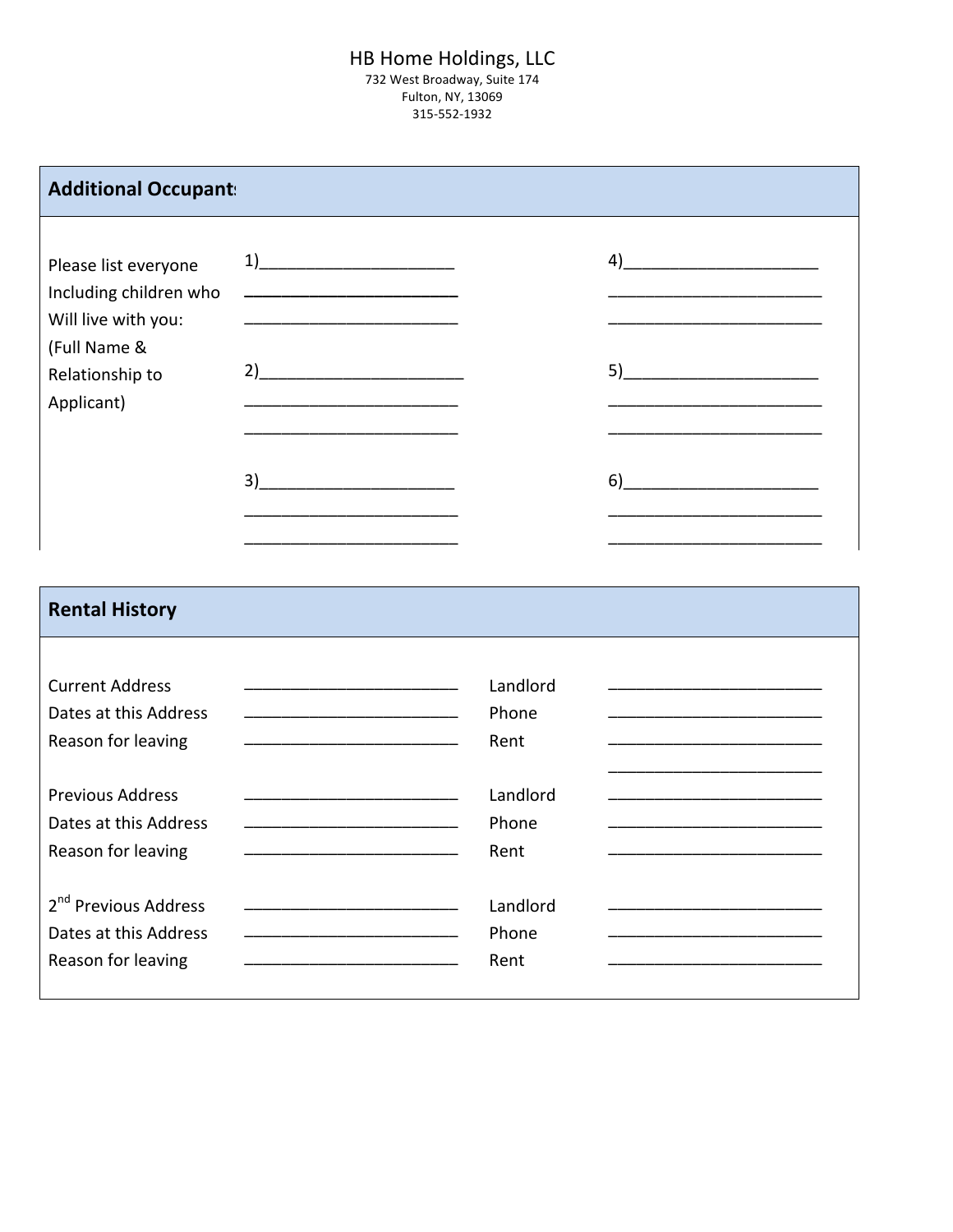HB Home Holdings, LLC
732 West Broadway, Suite 174
Fulton, NY, 13069
315-552-1932

## Additional Occupants

Please list everyone Including children who Will live with you: (Full Name & Relationship to Applicant)

1)______________________
________________________
________________________

2)______________________
________________________
________________________

3)______________________
________________________
________________________

4)______________________
________________________
________________________

5)______________________
________________________
________________________

6)______________________
________________________
________________________

## Rental History

| | | | |
|---|---|---|---|
| Current Address | ________________________ | Landlord | ________________________ |
| Dates at this Address | ________________________ | Phone | ________________________ |
| Reason for leaving | ________________________ | Rent | ________________________ |
| | | | ________________________ |
| Previous Address | ________________________ | Landlord | ________________________ |
| Dates at this Address | ________________________ | Phone | ________________________ |
| Reason for leaving | ________________________ | Rent | ________________________ |
| 2nd Previous Address | ________________________ | Landlord | ________________________ |
| Dates at this Address | ________________________ | Phone | ________________________ |
| Reason for leaving | ________________________ | Rent | ________________________ |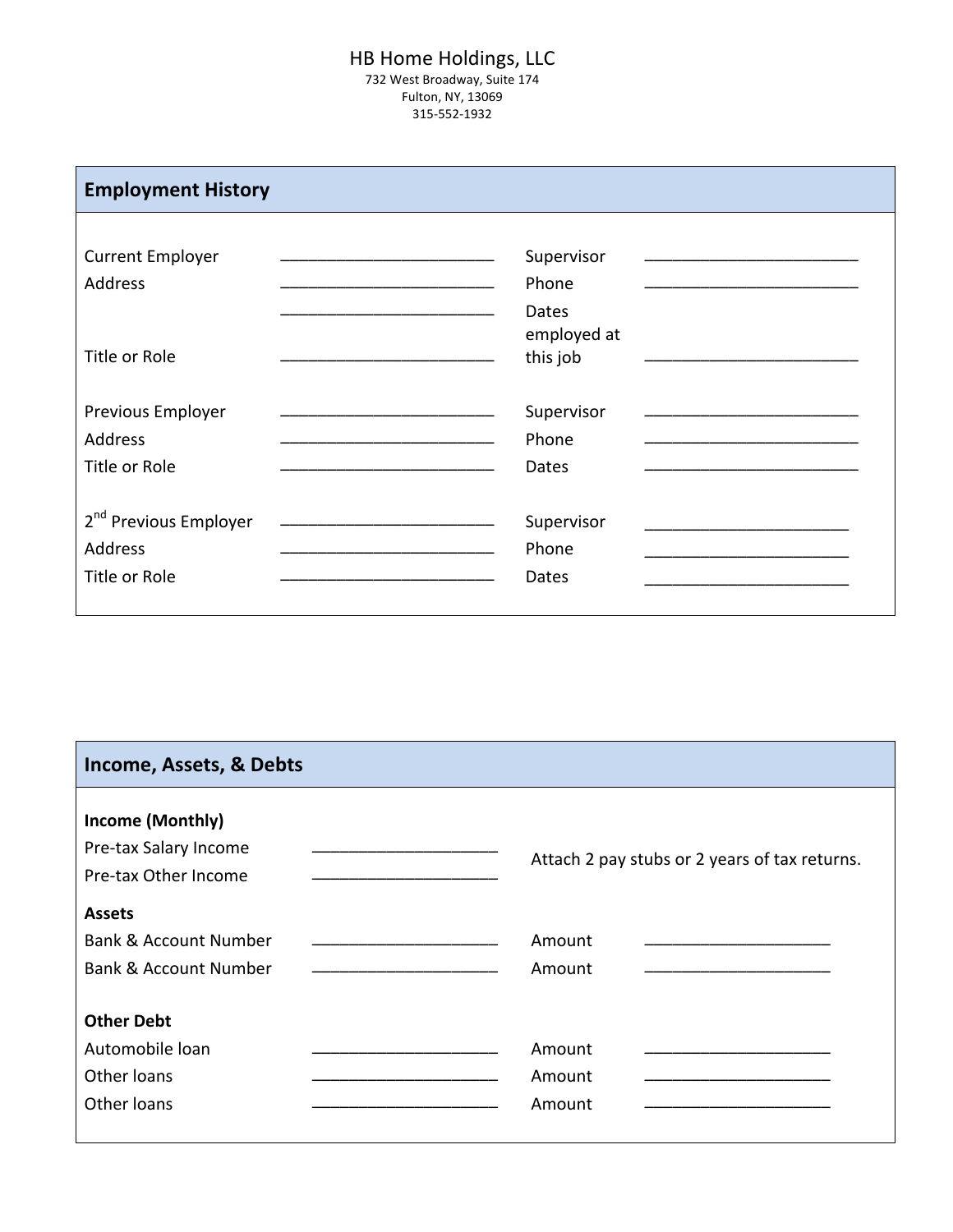HB Home Holdings, LLC
732 West Broadway, Suite 174
Fulton, NY, 13069
315-552-1932

## Employment History

| | | | |
|---|---|---|---|
| Current Employer | ________________________ | Supervisor | ________________________ |
| Address | ________________________ | Phone | ________________________ |
| | ________________________ | Dates employed at this job | ________________________ |
| Title or Role | ________________________ | | |
| | | | |
| Previous Employer | ________________________ | Supervisor | ________________________ |
| Address | ________________________ | Phone | ________________________ |
| Title or Role | ________________________ | Dates | ________________________ |
| | | | |
| 2nd Previous Employer | ________________________ | Supervisor | ________________________ |
| Address | ________________________ | Phone | ________________________ |
| Title or Role | ________________________ | Dates | ________________________ |

## Income, Assets, & Debts

**Income (Monthly)**

| | | |
|---|---|---|
| Pre-tax Salary Income | _____________________ | Attach 2 pay stubs or 2 years of tax returns. |
| Pre-tax Other Income | _____________________ | |

**Assets**

| | | | |
|---|---|---|---|
| Bank & Account Number | _____________________ | Amount | _____________________ |
| Bank & Account Number | _____________________ | Amount | _____________________ |

**Other Debt**

| | | | |
|---|---|---|---|
| Automobile loan | _____________________ | Amount | _____________________ |
| Other loans | _____________________ | Amount | _____________________ |
| Other loans | _____________________ | Amount | _____________________ |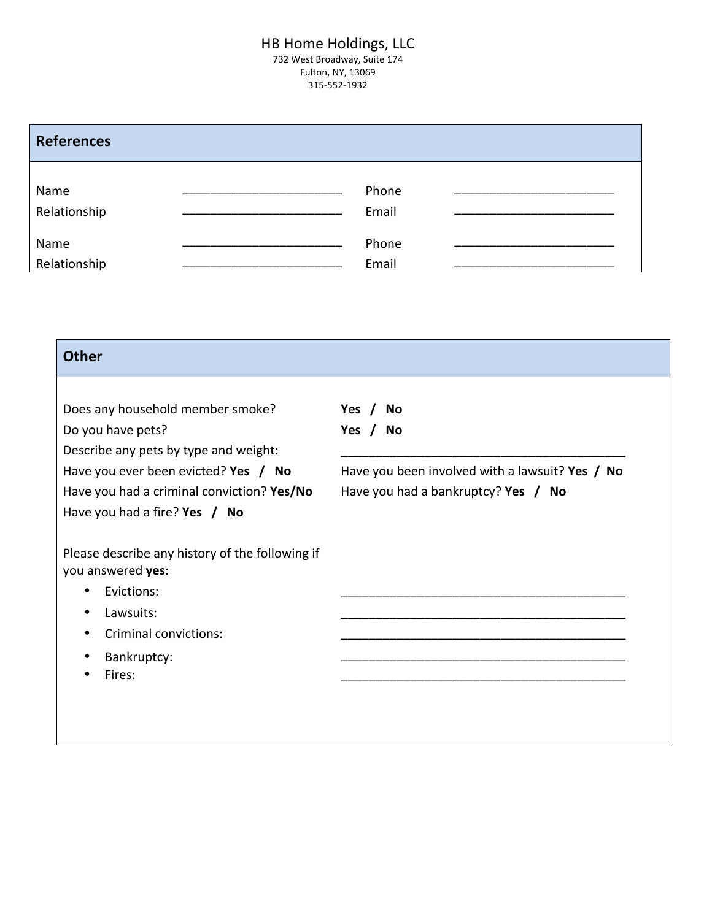HB Home Holdings, LLC
732 West Broadway, Suite 174
Fulton, NY, 13069
315-552-1932

## References

| | | | |
|---|---|---|---|
| Name | ________________________ | Phone | ________________________ |
| Relationship | ________________________ | Email | ________________________ |
| Name | ________________________ | Phone | ________________________ |
| Relationship | ________________________ | Email | ________________________ |

## Other

Does any household member smoke? **Yes / No**

Do you have pets? **Yes / No**

Describe any pets by type and weight: ___________________________________________

Have you ever been evicted? **Yes / No**

Have you been involved with a lawsuit? **Yes / No**

Have you had a criminal conviction? **Yes/No**

Have you had a bankruptcy? **Yes / No**

Have you had a fire? **Yes / No**

Please describe any history of the following if you answered **yes**:

- Evictions: ___________________________________________
- Lawsuits: ___________________________________________
- Criminal convictions: ___________________________________________
- Bankruptcy: ___________________________________________
- Fires: ___________________________________________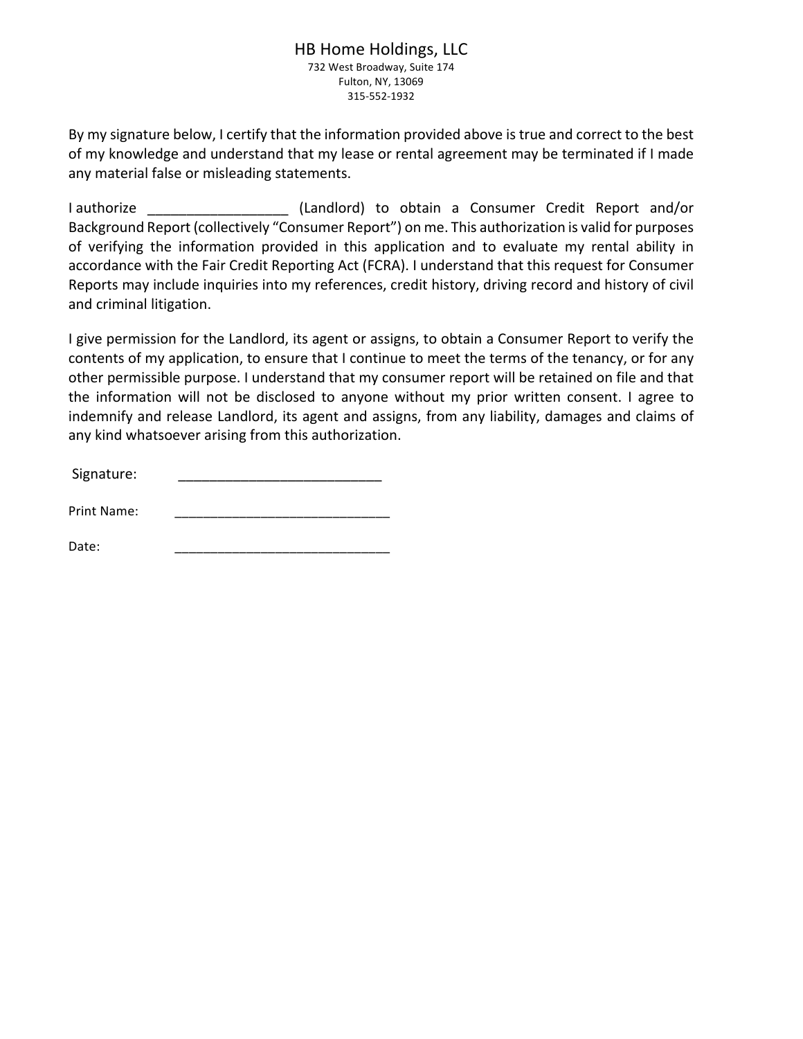HB Home Holdings, LLC
732 West Broadway, Suite 174
Fulton, NY, 13069
315-552-1932

By my signature below, I certify that the information provided above is true and correct to the best of my knowledge and understand that my lease or rental agreement may be terminated if I made any material false or misleading statements.

I authorize __________________ (Landlord) to obtain a Consumer Credit Report and/or Background Report (collectively "Consumer Report") on me. This authorization is valid for purposes of verifying the information provided in this application and to evaluate my rental ability in accordance with the Fair Credit Reporting Act (FCRA). I understand that this request for Consumer Reports may include inquiries into my references, credit history, driving record and history of civil and criminal litigation.

I give permission for the Landlord, its agent or assigns, to obtain a Consumer Report to verify the contents of my application, to ensure that I continue to meet the terms of the tenancy, or for any other permissible purpose. I understand that my consumer report will be retained on file and that the information will not be disclosed to anyone without my prior written consent. I agree to indemnify and release Landlord, its agent and assigns, from any liability, damages and claims of any kind whatsoever arising from this authorization.

Signature: ___________________________

Print Name: _____________________________

Date: _____________________________